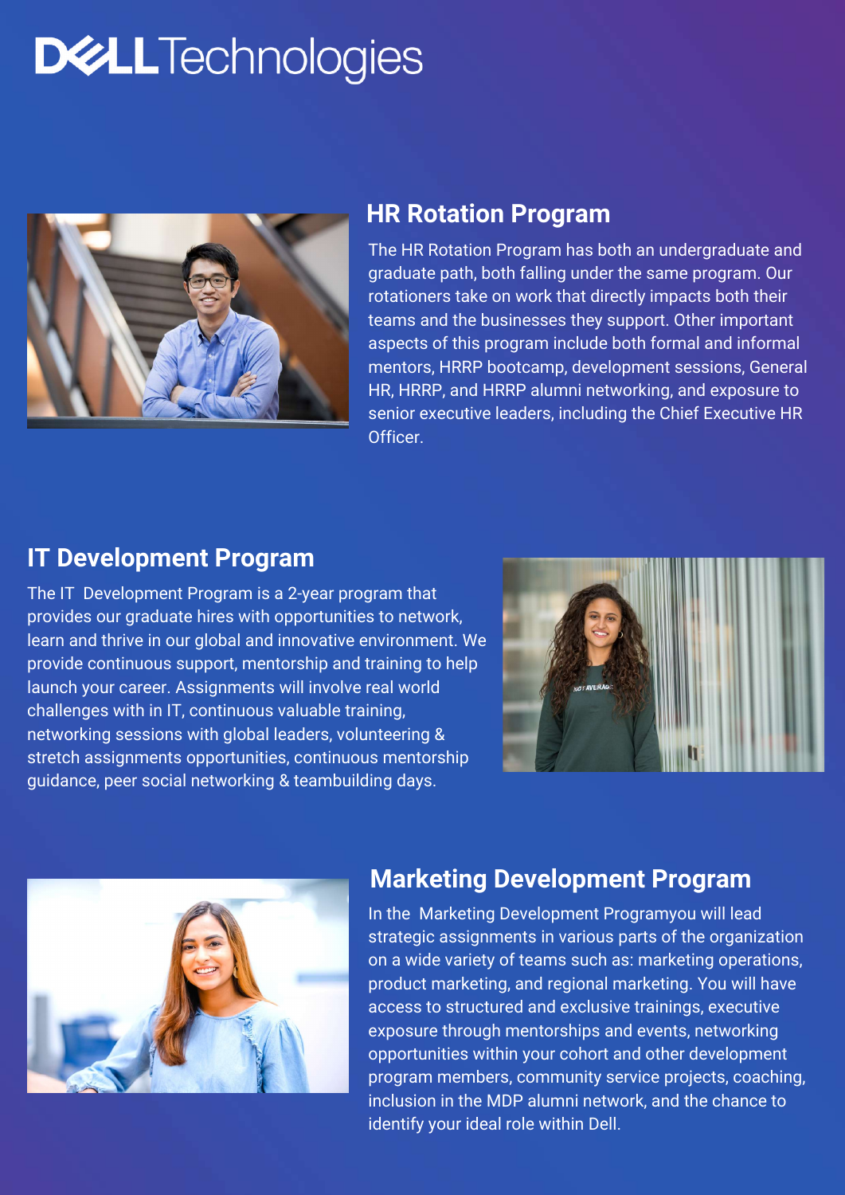# Dell Technologies

## HR Rotation Program

The HR Rotation Program has both an undergraduate and graduate path, both falling under the same program. Our rotationers take on work that directly impacts both their teams and the businesses they support. Other important aspects of this program include both formal and informal mentors, HRRP bootcamp, development sessions, General HR, HRRP, and HRRP alumni networking, and exposure to senior executive leaders, including the Chief Executive HR Officer.

## IT Development Program

The IT  Development Program is a 2-year program that provides our graduate hires with opportunities to network, learn and thrive in our global and innovative environment. We provide continuous support, mentorship and training to help launch your career. Assignments will involve real world challenges with in IT, continuous valuable training, networking sessions with global leaders, volunteering & stretch assignments opportunities, continuous mentorship guidance, peer social networking & teambuilding days.

## Marketing Development Program

In the  Marketing Development Programyou will lead strategic assignments in various parts of the organization on a wide variety of teams such as: marketing operations, product marketing, and regional marketing. You will have access to structured and exclusive trainings, executive exposure through mentorships and events, networking opportunities within your cohort and other development program members, community service projects, coaching, inclusion in the MDP alumni network, and the chance to identify your ideal role within Dell.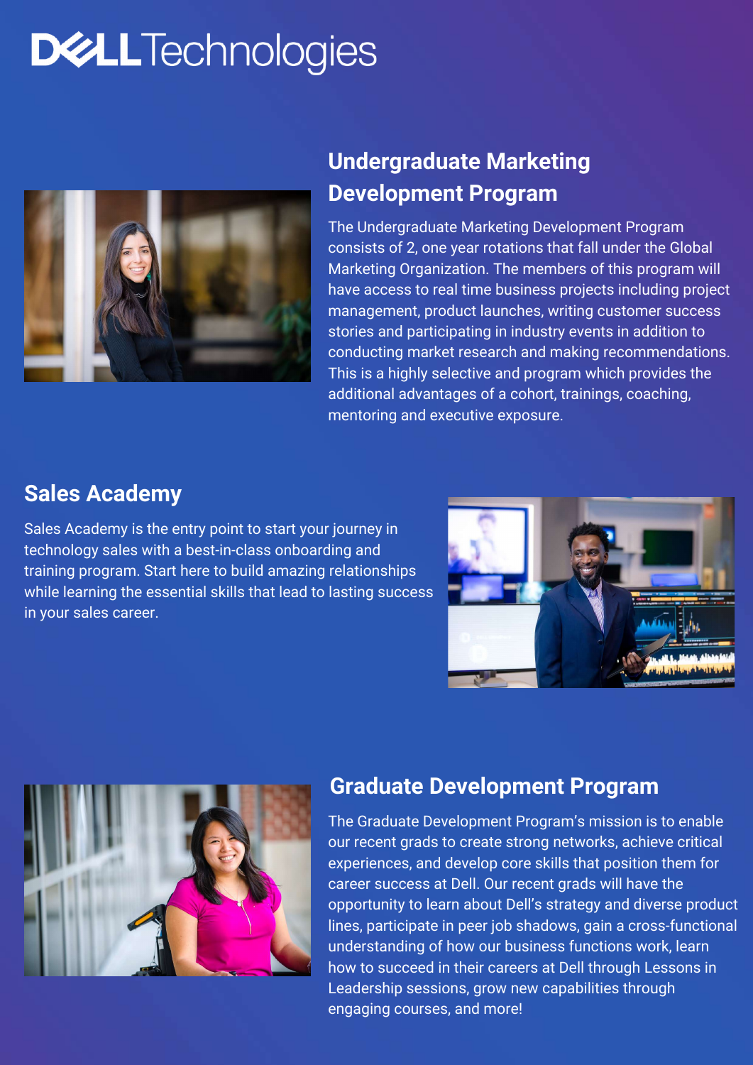# DELL Technologies

## Undergraduate Marketing Development Program

The Undergraduate Marketing Development Program consists of 2, one year rotations that fall under the Global Marketing Organization. The members of this program will have access to real time business projects including project management, product launches, writing customer success stories and participating in industry events in addition to conducting market research and making recommendations. This is a highly selective and program which provides the additional advantages of a cohort, trainings, coaching, mentoring and executive exposure.

## Sales Academy

Sales Academy is the entry point to start your journey in technology sales with a best-in-class onboarding and training program. Start here to build amazing relationships while learning the essential skills that lead to lasting success in your sales career.

## Graduate Development Program

The Graduate Development Program's mission is to enable our recent grads to create strong networks, achieve critical experiences, and develop core skills that position them for career success at Dell. Our recent grads will have the opportunity to learn about Dell's strategy and diverse product lines, participate in peer job shadows, gain a cross-functional understanding of how our business functions work, learn how to succeed in their careers at Dell through Lessons in Leadership sessions, grow new capabilities through engaging courses, and more!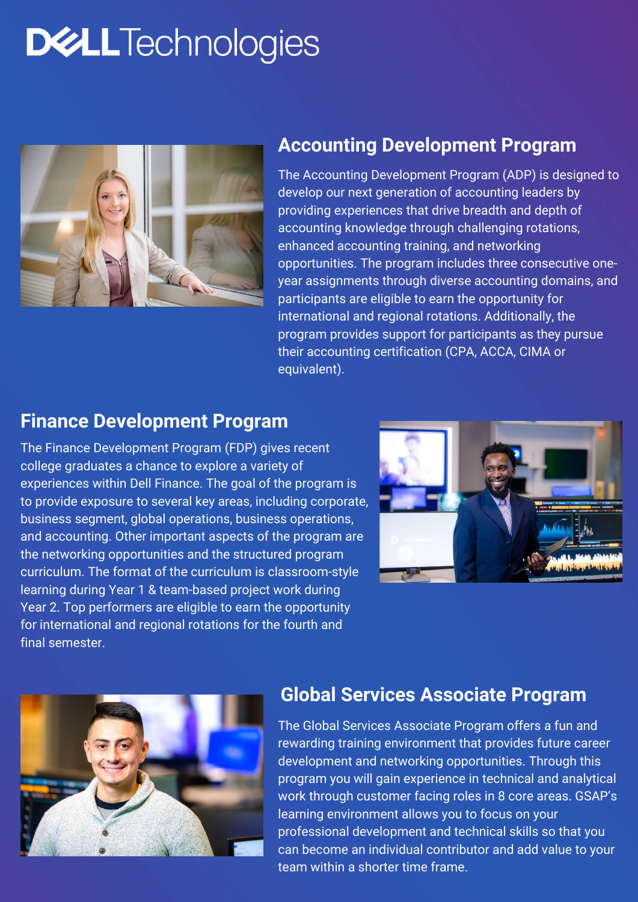Dell Technologies

## Accounting Development Program

The Accounting Development Program (ADP) is designed to develop our next generation of accounting leaders by providing experiences that drive breadth and depth of accounting knowledge through challenging rotations, enhanced accounting training, and networking opportunities. The program includes three consecutive one-year assignments through diverse accounting domains, and participants are eligible to earn the opportunity for international and regional rotations. Additionally, the program provides support for participants as they pursue their accounting certification (CPA, ACCA, CIMA or equivalent).

## Finance Development Program

The Finance Development Program (FDP) gives recent college graduates a chance to explore a variety of experiences within Dell Finance. The goal of the program is to provide exposure to several key areas, including corporate, business segment, global operations, business operations, and accounting. Other important aspects of the program are the networking opportunities and the structured program curriculum. The format of the curriculum is classroom-style learning during Year 1 & team-based project work during Year 2. Top performers are eligible to earn the opportunity for international and regional rotations for the fourth and final semester.

## Global Services Associate Program

The Global Services Associate Program offers a fun and rewarding training environment that provides future career development and networking opportunities. Through this program you will gain experience in technical and analytical work through customer facing roles in 8 core areas. GSAP's learning environment allows you to focus on your professional development and technical skills so that you can become an individual contributor and add value to your team within a shorter time frame.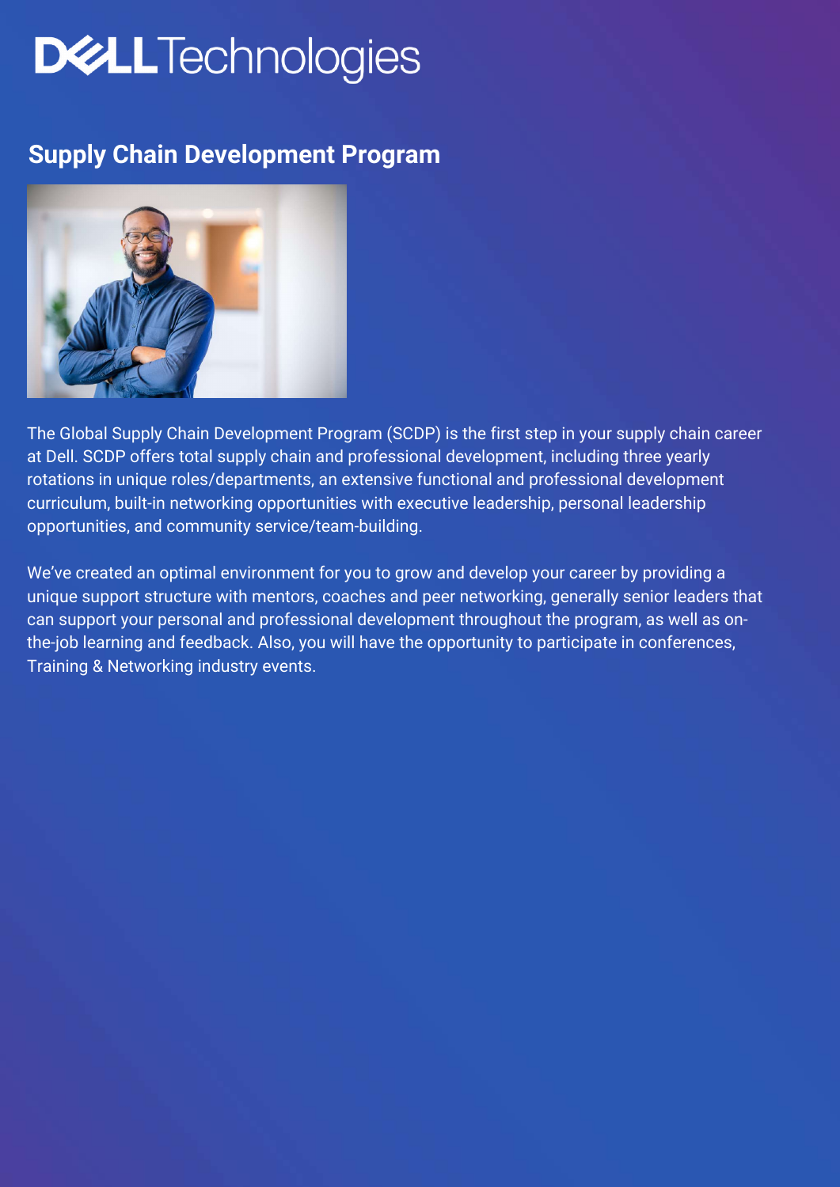DELL Technologies

## Supply Chain Development Program

The Global Supply Chain Development Program (SCDP) is the first step in your supply chain career at Dell. SCDP offers total supply chain and professional development, including three yearly rotations in unique roles/departments, an extensive functional and professional development curriculum, built-in networking opportunities with executive leadership, personal leadership opportunities, and community service/team-building.

We've created an optimal environment for you to grow and develop your career by providing a unique support structure with mentors, coaches and peer networking, generally senior leaders that can support your personal and professional development throughout the program, as well as on-the-job learning and feedback. Also, you will have the opportunity to participate in conferences, Training & Networking industry events.